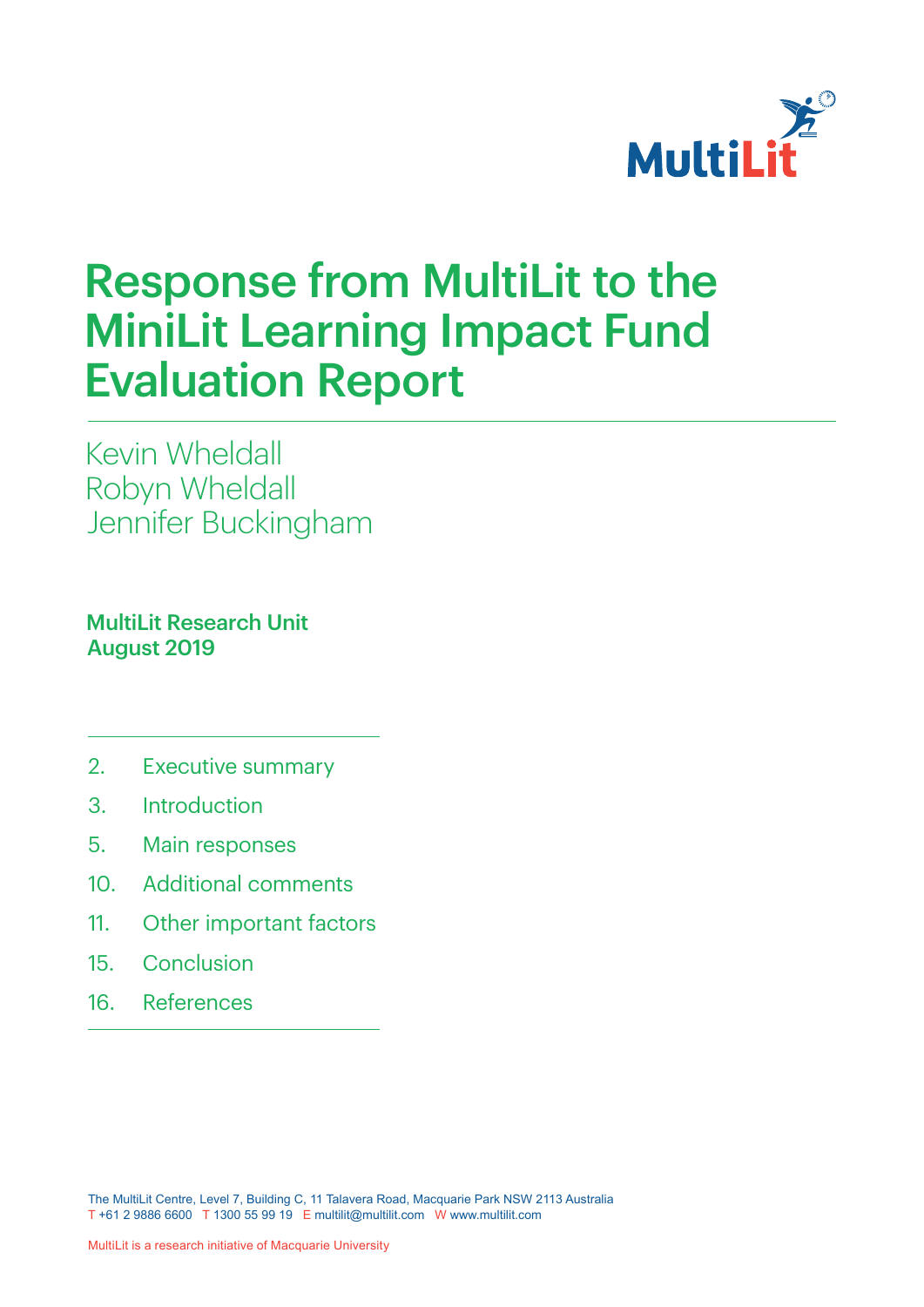MultiLit

# Response from MultiLit to the MiniLit Learning Impact Fund Evaluation Report

Kevin Wheldall
Robyn Wheldall
Jennifer Buckingham

**MultiLit Research Unit**
**August 2019**

- 2. Executive summary
- 3. Introduction
- 5. Main responses
- 10. Additional comments
- 11. Other important factors
- 15. Conclusion
- 16. References

The MultiLit Centre, Level 7, Building C, 11 Talavera Road, Macquarie Park NSW 2113 Australia
T +61 2 9886 6600 T 1300 55 99 19 E multilit@multilit.com W www.multilit.com

MultiLit is a research initiative of Macquarie University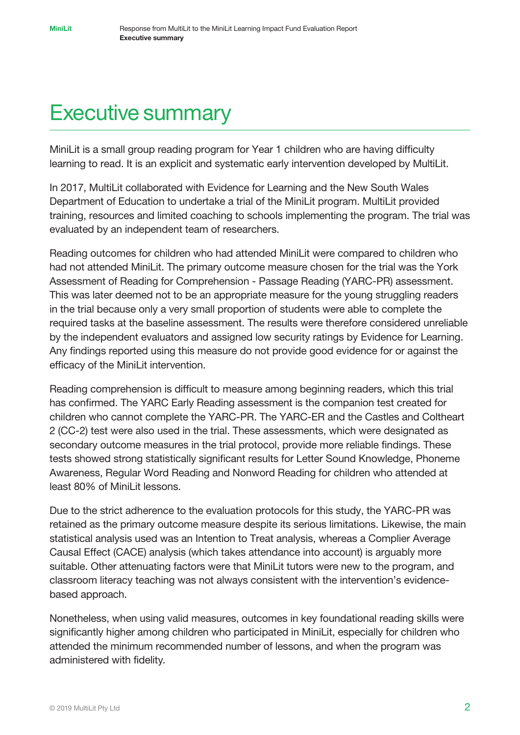# Executive summary

MiniLit is a small group reading program for Year 1 children who are having difficulty learning to read. It is an explicit and systematic early intervention developed by MultiLit.

In 2017, MultiLit collaborated with Evidence for Learning and the New South Wales Department of Education to undertake a trial of the MiniLit program. MultiLit provided training, resources and limited coaching to schools implementing the program. The trial was evaluated by an independent team of researchers.

Reading outcomes for children who had attended MiniLit were compared to children who had not attended MiniLit. The primary outcome measure chosen for the trial was the York Assessment of Reading for Comprehension - Passage Reading (YARC-PR) assessment. This was later deemed not to be an appropriate measure for the young struggling readers in the trial because only a very small proportion of students were able to complete the required tasks at the baseline assessment. The results were therefore considered unreliable by the independent evaluators and assigned low security ratings by Evidence for Learning. Any findings reported using this measure do not provide good evidence for or against the efficacy of the MiniLit intervention.

Reading comprehension is difficult to measure among beginning readers, which this trial has confirmed. The YARC Early Reading assessment is the companion test created for children who cannot complete the YARC-PR. The YARC-ER and the Castles and Coltheart 2 (CC-2) test were also used in the trial. These assessments, which were designated as secondary outcome measures in the trial protocol, provide more reliable findings. These tests showed strong statistically significant results for Letter Sound Knowledge, Phoneme Awareness, Regular Word Reading and Nonword Reading for children who attended at least 80% of MiniLit lessons.

Due to the strict adherence to the evaluation protocols for this study, the YARC-PR was retained as the primary outcome measure despite its serious limitations. Likewise, the main statistical analysis used was an Intention to Treat analysis, whereas a Complier Average Causal Effect (CACE) analysis (which takes attendance into account) is arguably more suitable. Other attenuating factors were that MiniLit tutors were new to the program, and classroom literacy teaching was not always consistent with the intervention's evidence-based approach.

Nonetheless, when using valid measures, outcomes in key foundational reading skills were significantly higher among children who participated in MiniLit, especially for children who attended the minimum recommended number of lessons, and when the program was administered with fidelity.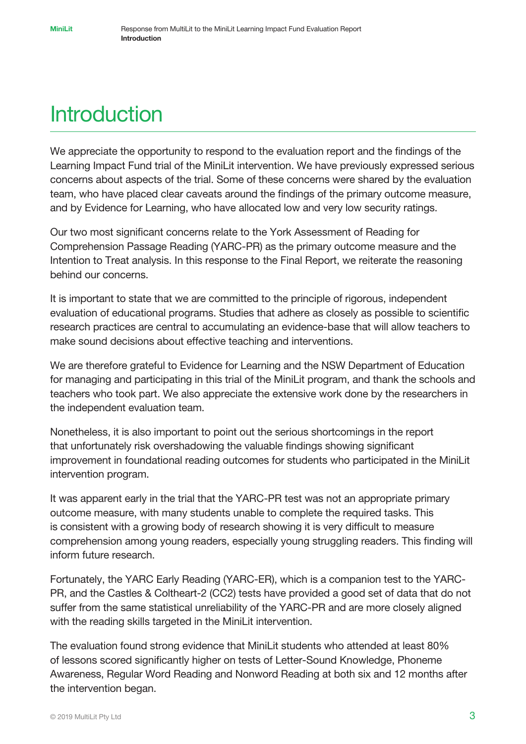# Introduction

We appreciate the opportunity to respond to the evaluation report and the findings of the Learning Impact Fund trial of the MiniLit intervention. We have previously expressed serious concerns about aspects of the trial. Some of these concerns were shared by the evaluation team, who have placed clear caveats around the findings of the primary outcome measure, and by Evidence for Learning, who have allocated low and very low security ratings.

Our two most significant concerns relate to the York Assessment of Reading for Comprehension Passage Reading (YARC-PR) as the primary outcome measure and the Intention to Treat analysis. In this response to the Final Report, we reiterate the reasoning behind our concerns.

It is important to state that we are committed to the principle of rigorous, independent evaluation of educational programs. Studies that adhere as closely as possible to scientific research practices are central to accumulating an evidence-base that will allow teachers to make sound decisions about effective teaching and interventions.

We are therefore grateful to Evidence for Learning and the NSW Department of Education for managing and participating in this trial of the MiniLit program, and thank the schools and teachers who took part. We also appreciate the extensive work done by the researchers in the independent evaluation team.

Nonetheless, it is also important to point out the serious shortcomings in the report that unfortunately risk overshadowing the valuable findings showing significant improvement in foundational reading outcomes for students who participated in the MiniLit intervention program.

It was apparent early in the trial that the YARC-PR test was not an appropriate primary outcome measure, with many students unable to complete the required tasks. This is consistent with a growing body of research showing it is very difficult to measure comprehension among young readers, especially young struggling readers. This finding will inform future research.

Fortunately, the YARC Early Reading (YARC-ER), which is a companion test to the YARC-PR, and the Castles & Coltheart-2 (CC2) tests have provided a good set of data that do not suffer from the same statistical unreliability of the YARC-PR and are more closely aligned with the reading skills targeted in the MiniLit intervention.

The evaluation found strong evidence that MiniLit students who attended at least 80% of lessons scored significantly higher on tests of Letter-Sound Knowledge, Phoneme Awareness, Regular Word Reading and Nonword Reading at both six and 12 months after the intervention began.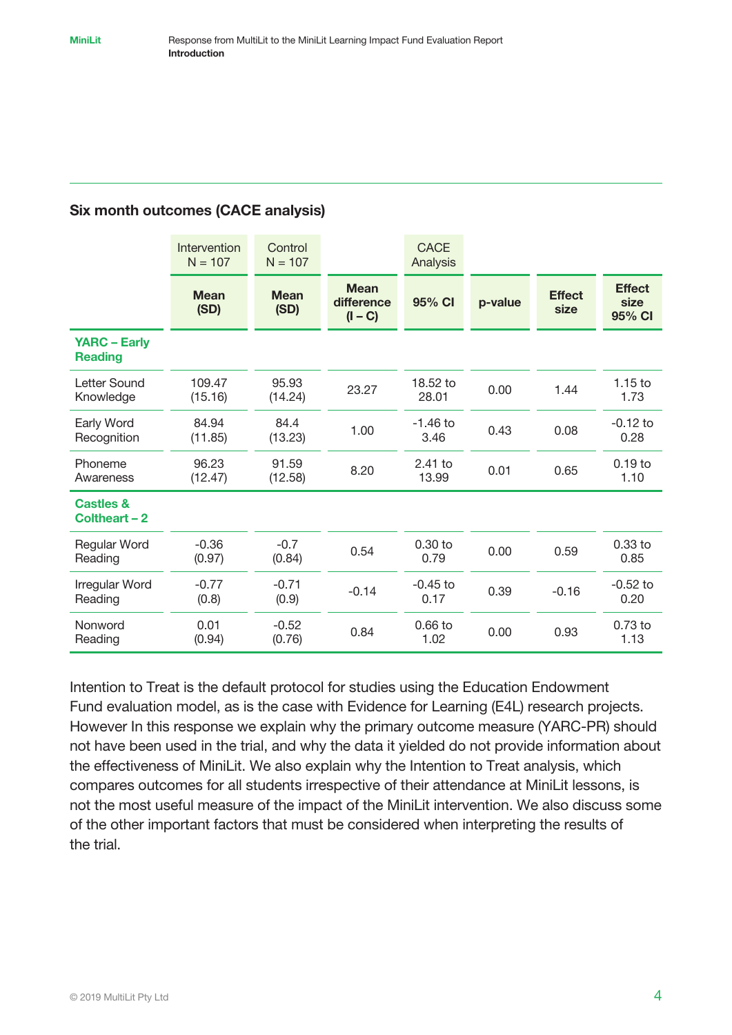## Six month outcomes (CACE analysis)

| | Intervention N = 107 | Control N = 107 | | CACE Analysis | | | |
|---|---|---|---|---|---|---|---|
| | **Mean (SD)** | **Mean (SD)** | **Mean difference (I – C)** | **95% CI** | **p-value** | **Effect size** | **Effect size 95% CI** |
| **YARC – Early Reading** | | | | | | | |
| Letter Sound Knowledge | 109.47 (15.16) | 95.93 (14.24) | 23.27 | 18.52 to 28.01 | 0.00 | 1.44 | 1.15 to 1.73 |
| Early Word Recognition | 84.94 (11.85) | 84.4 (13.23) | 1.00 | -1.46 to 3.46 | 0.43 | 0.08 | -0.12 to 0.28 |
| Phoneme Awareness | 96.23 (12.47) | 91.59 (12.58) | 8.20 | 2.41 to 13.99 | 0.01 | 0.65 | 0.19 to 1.10 |
| **Castles & Coltheart – 2** | | | | | | | |
| Regular Word Reading | -0.36 (0.97) | -0.7 (0.84) | 0.54 | 0.30 to 0.79 | 0.00 | 0.59 | 0.33 to 0.85 |
| Irregular Word Reading | -0.77 (0.8) | -0.71 (0.9) | -0.14 | -0.45 to 0.17 | 0.39 | -0.16 | -0.52 to 0.20 |
| Nonword Reading | 0.01 (0.94) | -0.52 (0.76) | 0.84 | 0.66 to 1.02 | 0.00 | 0.93 | 0.73 to 1.13 |

Intention to Treat is the default protocol for studies using the Education Endowment Fund evaluation model, as is the case with Evidence for Learning (E4L) research projects. However In this response we explain why the primary outcome measure (YARC-PR) should not have been used in the trial, and why the data it yielded do not provide information about the effectiveness of MiniLit. We also explain why the Intention to Treat analysis, which compares outcomes for all students irrespective of their attendance at MiniLit lessons, is not the most useful measure of the impact of the MiniLit intervention. We also discuss some of the other important factors that must be considered when interpreting the results of the trial.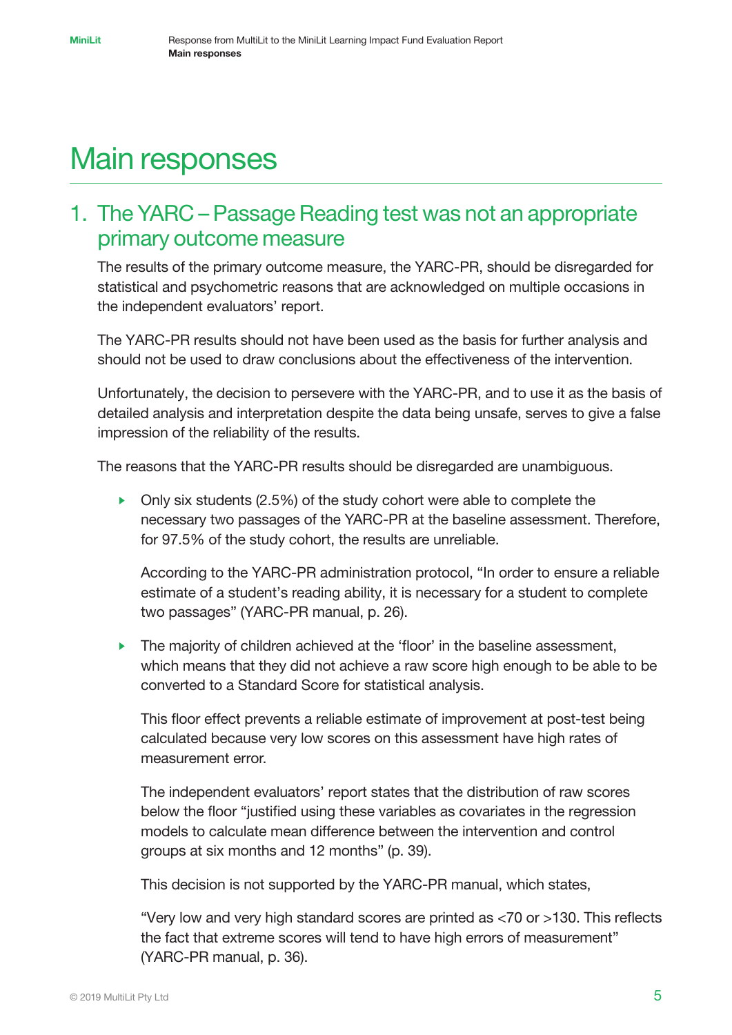# Main responses

## 1. The YARC – Passage Reading test was not an appropriate primary outcome measure

The results of the primary outcome measure, the YARC-PR, should be disregarded for statistical and psychometric reasons that are acknowledged on multiple occasions in the independent evaluators' report.

The YARC-PR results should not have been used as the basis for further analysis and should not be used to draw conclusions about the effectiveness of the intervention.

Unfortunately, the decision to persevere with the YARC-PR, and to use it as the basis of detailed analysis and interpretation despite the data being unsafe, serves to give a false impression of the reliability of the results.

The reasons that the YARC-PR results should be disregarded are unambiguous.

- Only six students (2.5%) of the study cohort were able to complete the necessary two passages of the YARC-PR at the baseline assessment. Therefore, for 97.5% of the study cohort, the results are unreliable.

  According to the YARC-PR administration protocol, "In order to ensure a reliable estimate of a student's reading ability, it is necessary for a student to complete two passages" (YARC-PR manual, p. 26).

- The majority of children achieved at the 'floor' in the baseline assessment, which means that they did not achieve a raw score high enough to be able to be converted to a Standard Score for statistical analysis.

  This floor effect prevents a reliable estimate of improvement at post-test being calculated because very low scores on this assessment have high rates of measurement error.

  The independent evaluators' report states that the distribution of raw scores below the floor "justified using these variables as covariates in the regression models to calculate mean difference between the intervention and control groups at six months and 12 months" (p. 39).

  This decision is not supported by the YARC-PR manual, which states,

  "Very low and very high standard scores are printed as <70 or >130. This reflects the fact that extreme scores will tend to have high errors of measurement" (YARC-PR manual, p. 36).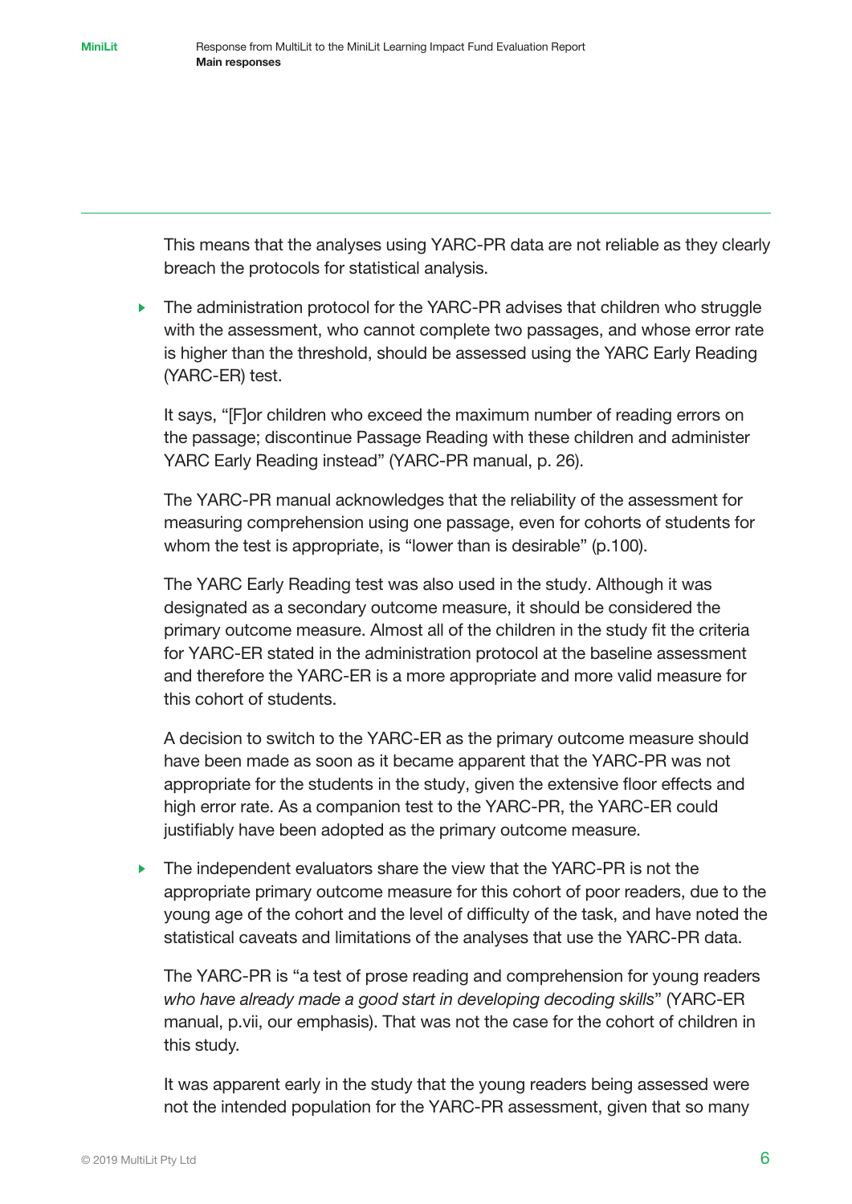This means that the analyses using YARC-PR data are not reliable as they clearly breach the protocols for statistical analysis.

- The administration protocol for the YARC-PR advises that children who struggle with the assessment, who cannot complete two passages, and whose error rate is higher than the threshold, should be assessed using the YARC Early Reading (YARC-ER) test.

  It says, "[F]or children who exceed the maximum number of reading errors on the passage; discontinue Passage Reading with these children and administer YARC Early Reading instead" (YARC-PR manual, p. 26).

  The YARC-PR manual acknowledges that the reliability of the assessment for measuring comprehension using one passage, even for cohorts of students for whom the test is appropriate, is "lower than is desirable" (p.100).

  The YARC Early Reading test was also used in the study. Although it was designated as a secondary outcome measure, it should be considered the primary outcome measure. Almost all of the children in the study fit the criteria for YARC-ER stated in the administration protocol at the baseline assessment and therefore the YARC-ER is a more appropriate and more valid measure for this cohort of students.

  A decision to switch to the YARC-ER as the primary outcome measure should have been made as soon as it became apparent that the YARC-PR was not appropriate for the students in the study, given the extensive floor effects and high error rate. As a companion test to the YARC-PR, the YARC-ER could justifiably have been adopted as the primary outcome measure.

- The independent evaluators share the view that the YARC-PR is not the appropriate primary outcome measure for this cohort of poor readers, due to the young age of the cohort and the level of difficulty of the task, and have noted the statistical caveats and limitations of the analyses that use the YARC-PR data.

  The YARC-PR is "a test of prose reading and comprehension for young readers *who have already made a good start in developing decoding skills*" (YARC-ER manual, p.vii, our emphasis). That was not the case for the cohort of children in this study.

  It was apparent early in the study that the young readers being assessed were not the intended population for the YARC-PR assessment, given that so many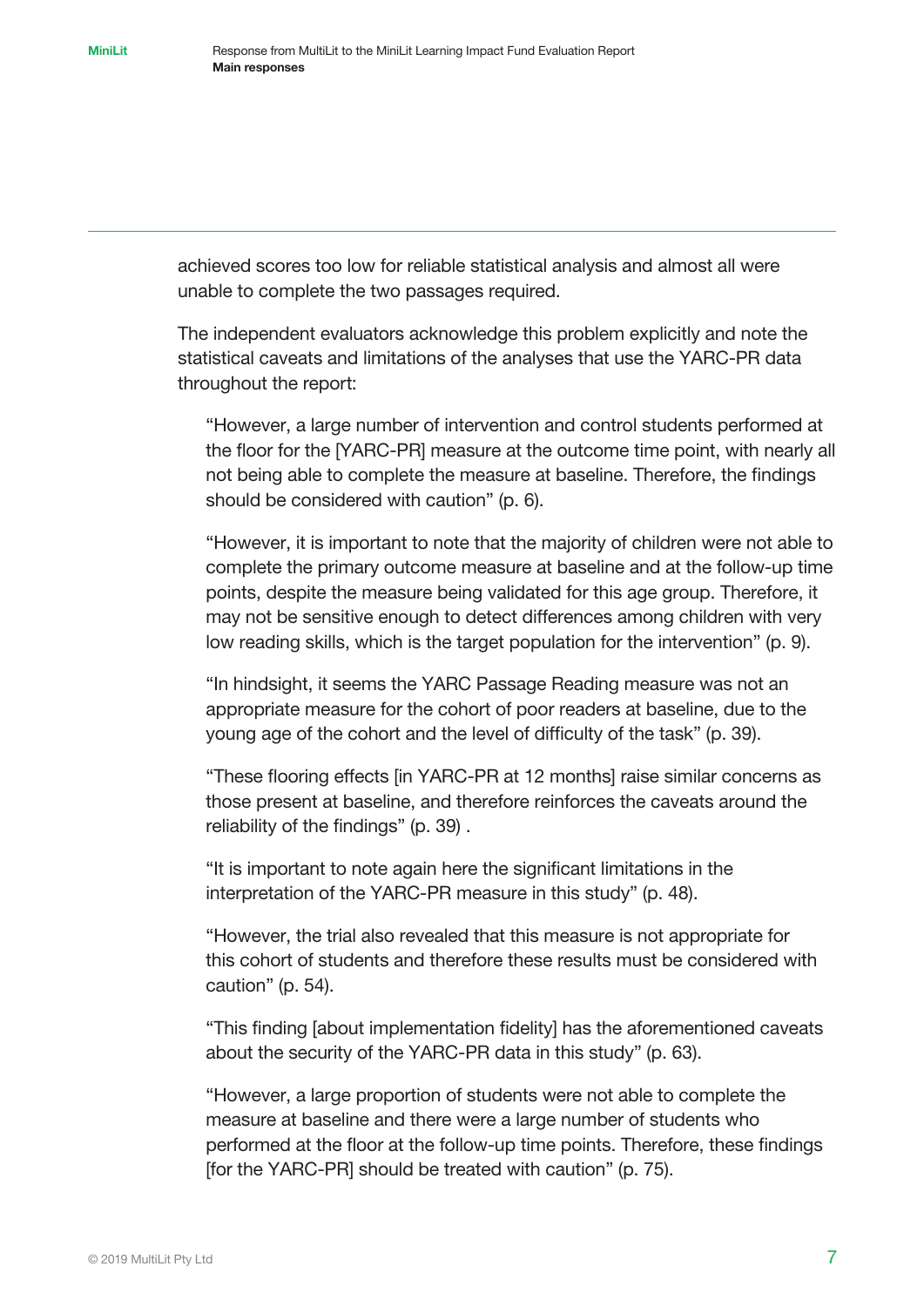achieved scores too low for reliable statistical analysis and almost all were unable to complete the two passages required.

The independent evaluators acknowledge this problem explicitly and note the statistical caveats and limitations of the analyses that use the YARC-PR data throughout the report:

> "However, a large number of intervention and control students performed at the floor for the [YARC-PR] measure at the outcome time point, with nearly all not being able to complete the measure at baseline. Therefore, the findings should be considered with caution" (p. 6).
>
> "However, it is important to note that the majority of children were not able to complete the primary outcome measure at baseline and at the follow-up time points, despite the measure being validated for this age group. Therefore, it may not be sensitive enough to detect differences among children with very low reading skills, which is the target population for the intervention" (p. 9).
>
> "In hindsight, it seems the YARC Passage Reading measure was not an appropriate measure for the cohort of poor readers at baseline, due to the young age of the cohort and the level of difficulty of the task" (p. 39).
>
> "These flooring effects [in YARC-PR at 12 months] raise similar concerns as those present at baseline, and therefore reinforces the caveats around the reliability of the findings" (p. 39) .
>
> "It is important to note again here the significant limitations in the interpretation of the YARC-PR measure in this study" (p. 48).
>
> "However, the trial also revealed that this measure is not appropriate for this cohort of students and therefore these results must be considered with caution" (p. 54).
>
> "This finding [about implementation fidelity] has the aforementioned caveats about the security of the YARC-PR data in this study" (p. 63).
>
> "However, a large proportion of students were not able to complete the measure at baseline and there were a large number of students who performed at the floor at the follow-up time points. Therefore, these findings [for the YARC-PR] should be treated with caution" (p. 75).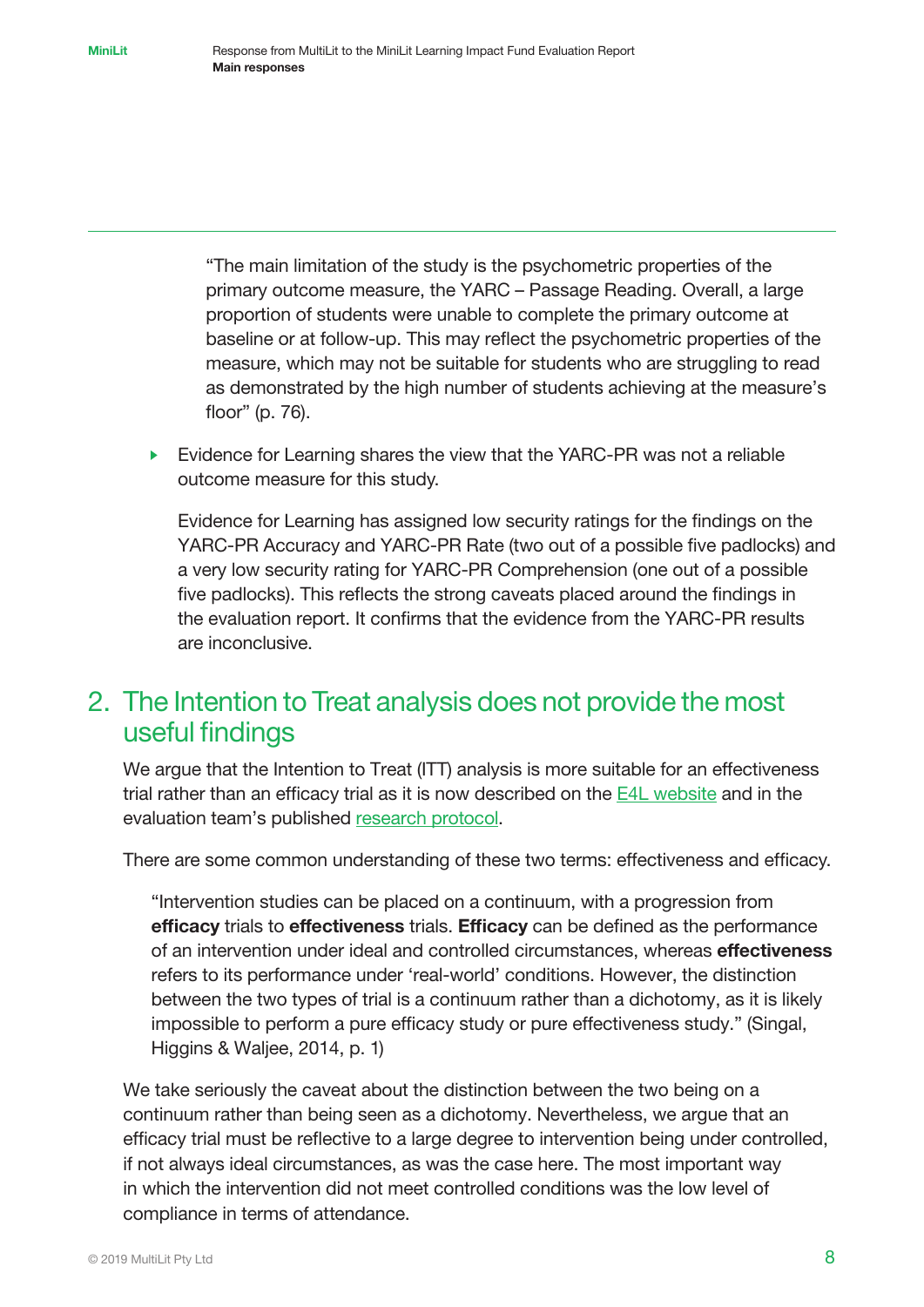> "The main limitation of the study is the psychometric properties of the primary outcome measure, the YARC – Passage Reading. Overall, a large proportion of students were unable to complete the primary outcome at baseline or at follow-up. This may reflect the psychometric properties of the measure, which may not be suitable for students who are struggling to read as demonstrated by the high number of students achieving at the measure's floor" (p. 76).

- Evidence for Learning shares the view that the YARC-PR was not a reliable outcome measure for this study.

  Evidence for Learning has assigned low security ratings for the findings on the YARC-PR Accuracy and YARC-PR Rate (two out of a possible five padlocks) and a very low security rating for YARC-PR Comprehension (one out of a possible five padlocks). This reflects the strong caveats placed around the findings in the evaluation report. It confirms that the evidence from the YARC-PR results are inconclusive.

## 2. The Intention to Treat analysis does not provide the most useful findings

We argue that the Intention to Treat (ITT) analysis is more suitable for an effectiveness trial rather than an efficacy trial as it is now described on the E4L website and in the evaluation team's published research protocol.

There are some common understanding of these two terms: effectiveness and efficacy.

> "Intervention studies can be placed on a continuum, with a progression from **efficacy** trials to **effectiveness** trials. **Efficacy** can be defined as the performance of an intervention under ideal and controlled circumstances, whereas **effectiveness** refers to its performance under 'real-world' conditions. However, the distinction between the two types of trial is a continuum rather than a dichotomy, as it is likely impossible to perform a pure efficacy study or pure effectiveness study." (Singal, Higgins & Waljee, 2014, p. 1)

We take seriously the caveat about the distinction between the two being on a continuum rather than being seen as a dichotomy. Nevertheless, we argue that an efficacy trial must be reflective to a large degree to intervention being under controlled, if not always ideal circumstances, as was the case here. The most important way in which the intervention did not meet controlled conditions was the low level of compliance in terms of attendance.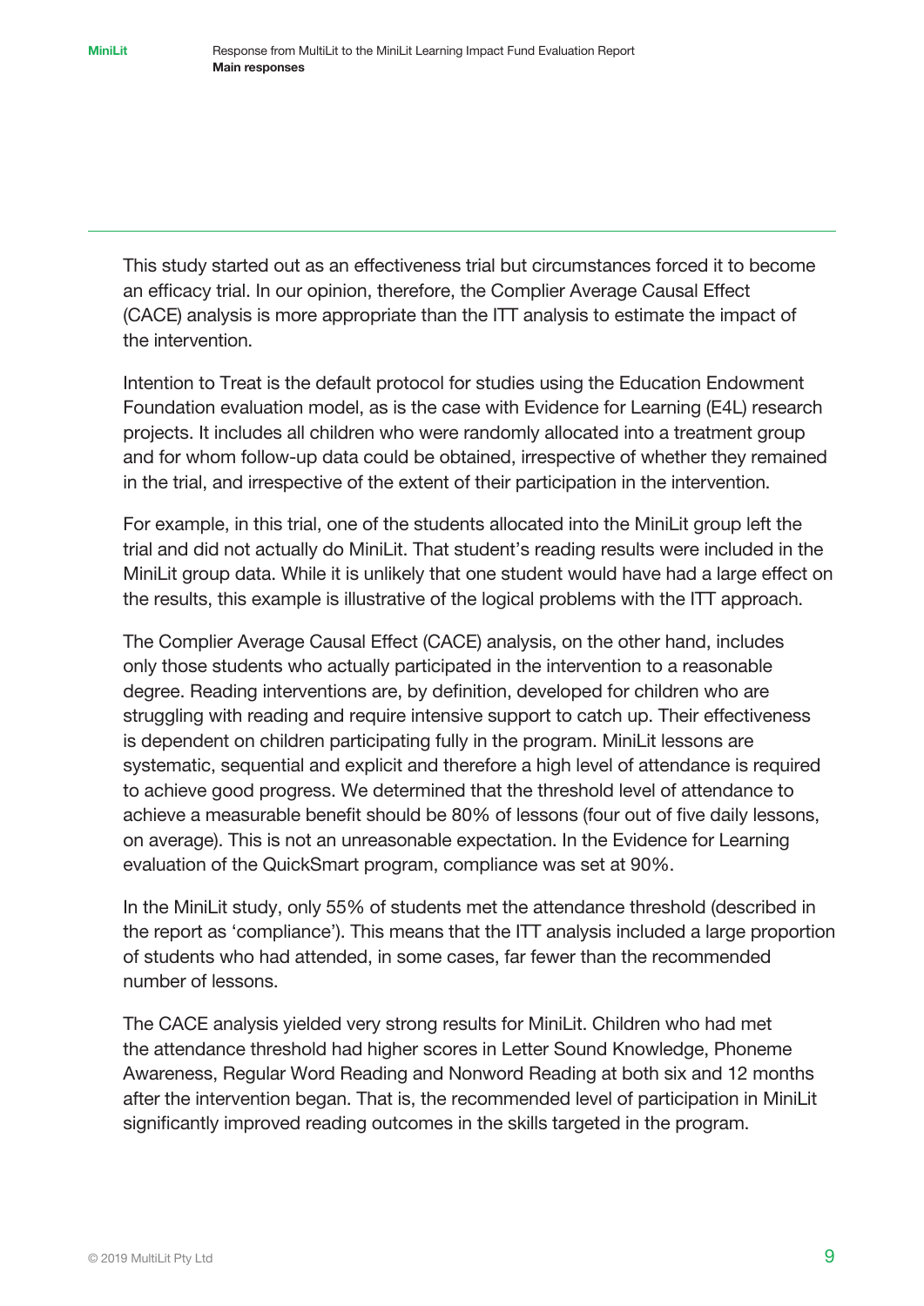This study started out as an effectiveness trial but circumstances forced it to become an efficacy trial. In our opinion, therefore, the Complier Average Causal Effect (CACE) analysis is more appropriate than the ITT analysis to estimate the impact of the intervention.

Intention to Treat is the default protocol for studies using the Education Endowment Foundation evaluation model, as is the case with Evidence for Learning (E4L) research projects. It includes all children who were randomly allocated into a treatment group and for whom follow-up data could be obtained, irrespective of whether they remained in the trial, and irrespective of the extent of their participation in the intervention.

For example, in this trial, one of the students allocated into the MiniLit group left the trial and did not actually do MiniLit. That student's reading results were included in the MiniLit group data. While it is unlikely that one student would have had a large effect on the results, this example is illustrative of the logical problems with the ITT approach.

The Complier Average Causal Effect (CACE) analysis, on the other hand, includes only those students who actually participated in the intervention to a reasonable degree. Reading interventions are, by definition, developed for children who are struggling with reading and require intensive support to catch up. Their effectiveness is dependent on children participating fully in the program. MiniLit lessons are systematic, sequential and explicit and therefore a high level of attendance is required to achieve good progress. We determined that the threshold level of attendance to achieve a measurable benefit should be 80% of lessons (four out of five daily lessons, on average). This is not an unreasonable expectation. In the Evidence for Learning evaluation of the QuickSmart program, compliance was set at 90%.

In the MiniLit study, only 55% of students met the attendance threshold (described in the report as 'compliance'). This means that the ITT analysis included a large proportion of students who had attended, in some cases, far fewer than the recommended number of lessons.

The CACE analysis yielded very strong results for MiniLit. Children who had met the attendance threshold had higher scores in Letter Sound Knowledge, Phoneme Awareness, Regular Word Reading and Nonword Reading at both six and 12 months after the intervention began. That is, the recommended level of participation in MiniLit significantly improved reading outcomes in the skills targeted in the program.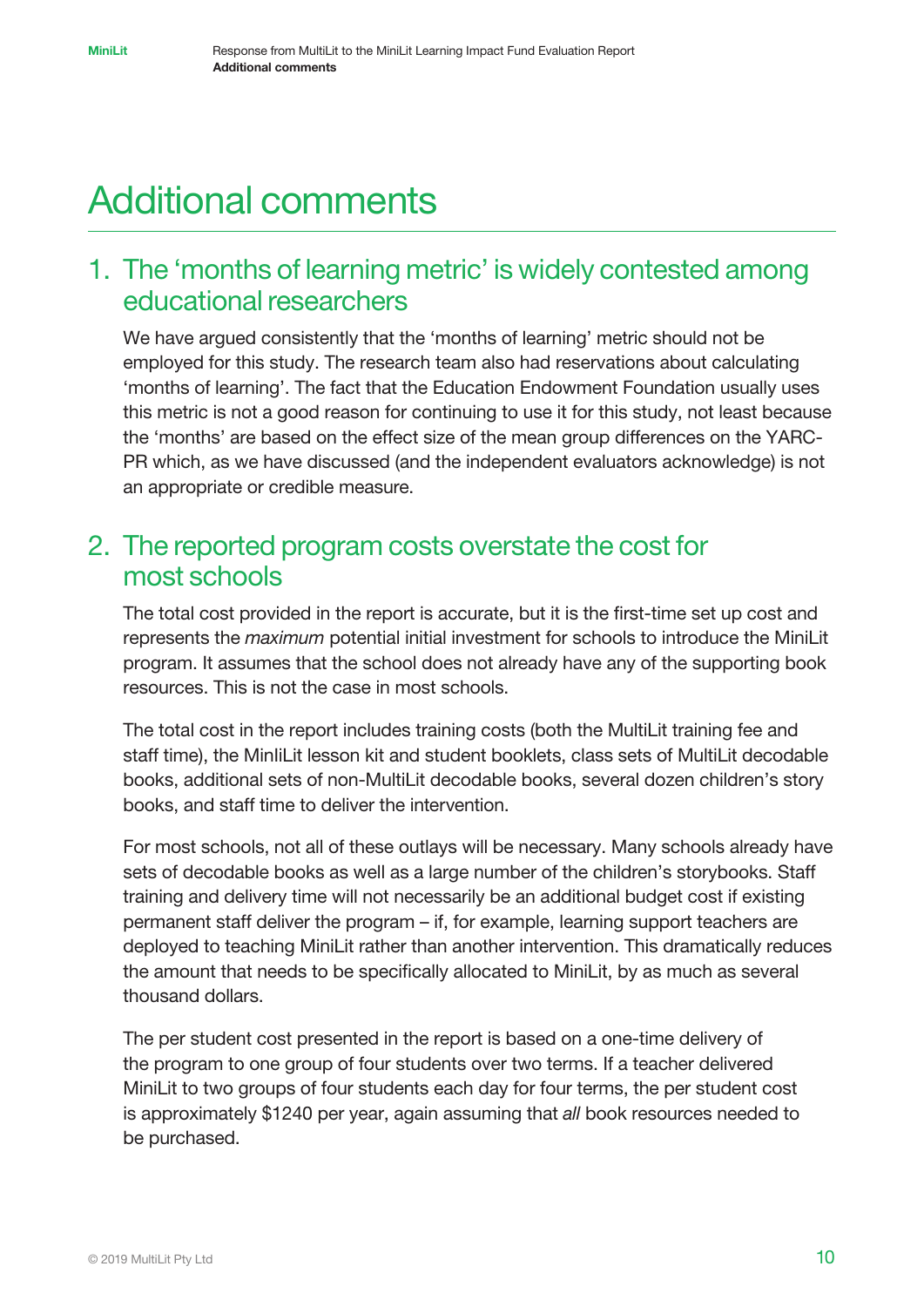# Additional comments

## 1. The 'months of learning metric' is widely contested among educational researchers

We have argued consistently that the 'months of learning' metric should not be employed for this study. The research team also had reservations about calculating 'months of learning'. The fact that the Education Endowment Foundation usually uses this metric is not a good reason for continuing to use it for this study, not least because the 'months' are based on the effect size of the mean group differences on the YARC-PR which, as we have discussed (and the independent evaluators acknowledge) is not an appropriate or credible measure.

## 2. The reported program costs overstate the cost for most schools

The total cost provided in the report is accurate, but it is the first-time set up cost and represents the *maximum* potential initial investment for schools to introduce the MiniLit program. It assumes that the school does not already have any of the supporting book resources. This is not the case in most schools.

The total cost in the report includes training costs (both the MultiLit training fee and staff time), the MinliLit lesson kit and student booklets, class sets of MultiLit decodable books, additional sets of non-MultiLit decodable books, several dozen children's story books, and staff time to deliver the intervention.

For most schools, not all of these outlays will be necessary. Many schools already have sets of decodable books as well as a large number of the children's storybooks. Staff training and delivery time will not necessarily be an additional budget cost if existing permanent staff deliver the program – if, for example, learning support teachers are deployed to teaching MiniLit rather than another intervention. This dramatically reduces the amount that needs to be specifically allocated to MiniLit, by as much as several thousand dollars.

The per student cost presented in the report is based on a one-time delivery of the program to one group of four students over two terms. If a teacher delivered MiniLit to two groups of four students each day for four terms, the per student cost is approximately $1240 per year, again assuming that *all* book resources needed to be purchased.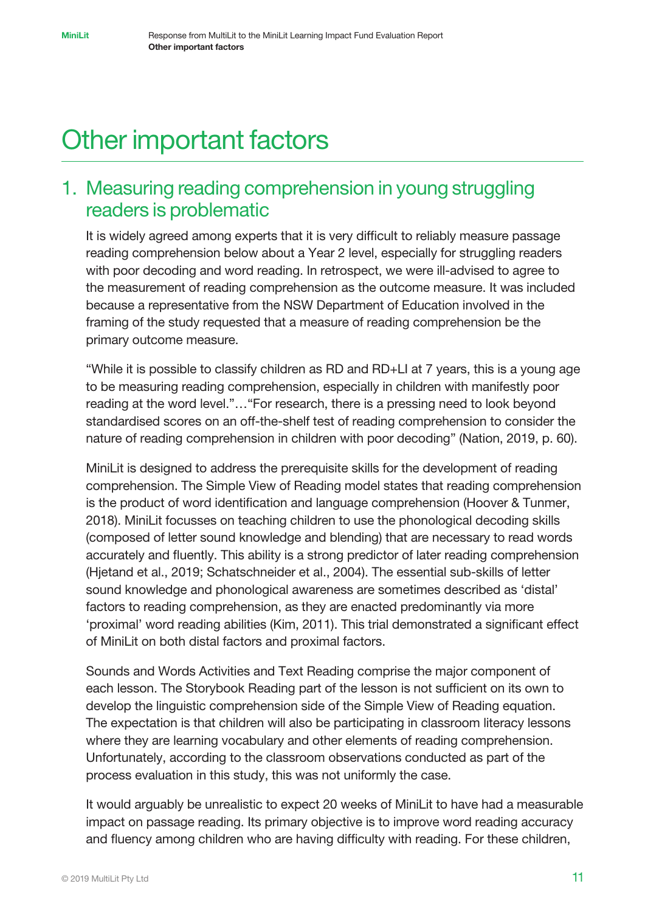# Other important factors

## 1. Measuring reading comprehension in young struggling readers is problematic

It is widely agreed among experts that it is very difficult to reliably measure passage reading comprehension below about a Year 2 level, especially for struggling readers with poor decoding and word reading. In retrospect, we were ill-advised to agree to the measurement of reading comprehension as the outcome measure. It was included because a representative from the NSW Department of Education involved in the framing of the study requested that a measure of reading comprehension be the primary outcome measure.

"While it is possible to classify children as RD and RD+LI at 7 years, this is a young age to be measuring reading comprehension, especially in children with manifestly poor reading at the word level."…"For research, there is a pressing need to look beyond standardised scores on an off-the-shelf test of reading comprehension to consider the nature of reading comprehension in children with poor decoding" (Nation, 2019, p. 60).

MiniLit is designed to address the prerequisite skills for the development of reading comprehension. The Simple View of Reading model states that reading comprehension is the product of word identification and language comprehension (Hoover & Tunmer, 2018). MiniLit focusses on teaching children to use the phonological decoding skills (composed of letter sound knowledge and blending) that are necessary to read words accurately and fluently. This ability is a strong predictor of later reading comprehension (Hjetand et al., 2019; Schatschneider et al., 2004). The essential sub-skills of letter sound knowledge and phonological awareness are sometimes described as 'distal' factors to reading comprehension, as they are enacted predominantly via more 'proximal' word reading abilities (Kim, 2011). This trial demonstrated a significant effect of MiniLit on both distal factors and proximal factors.

Sounds and Words Activities and Text Reading comprise the major component of each lesson. The Storybook Reading part of the lesson is not sufficient on its own to develop the linguistic comprehension side of the Simple View of Reading equation. The expectation is that children will also be participating in classroom literacy lessons where they are learning vocabulary and other elements of reading comprehension. Unfortunately, according to the classroom observations conducted as part of the process evaluation in this study, this was not uniformly the case.

It would arguably be unrealistic to expect 20 weeks of MiniLit to have had a measurable impact on passage reading. Its primary objective is to improve word reading accuracy and fluency among children who are having difficulty with reading. For these children,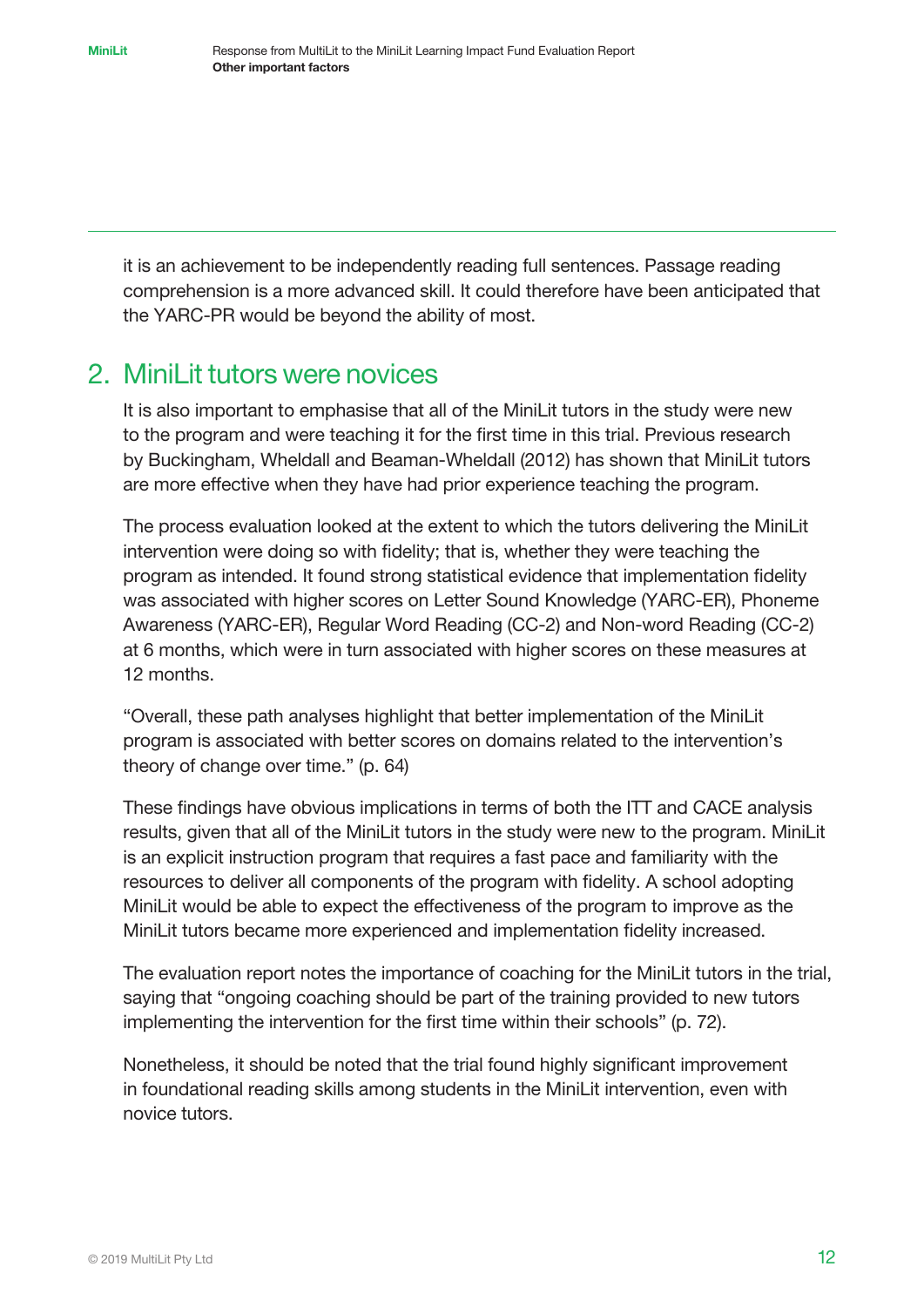it is an achievement to be independently reading full sentences. Passage reading comprehension is a more advanced skill. It could therefore have been anticipated that the YARC-PR would be beyond the ability of most.

## 2. MiniLit tutors were novices

It is also important to emphasise that all of the MiniLit tutors in the study were new to the program and were teaching it for the first time in this trial. Previous research by Buckingham, Wheldall and Beaman-Wheldall (2012) has shown that MiniLit tutors are more effective when they have had prior experience teaching the program.

The process evaluation looked at the extent to which the tutors delivering the MiniLit intervention were doing so with fidelity; that is, whether they were teaching the program as intended. It found strong statistical evidence that implementation fidelity was associated with higher scores on Letter Sound Knowledge (YARC-ER), Phoneme Awareness (YARC-ER), Regular Word Reading (CC-2) and Non-word Reading (CC-2) at 6 months, which were in turn associated with higher scores on these measures at 12 months.

"Overall, these path analyses highlight that better implementation of the MiniLit program is associated with better scores on domains related to the intervention's theory of change over time." (p. 64)

These findings have obvious implications in terms of both the ITT and CACE analysis results, given that all of the MiniLit tutors in the study were new to the program. MiniLit is an explicit instruction program that requires a fast pace and familiarity with the resources to deliver all components of the program with fidelity. A school adopting MiniLit would be able to expect the effectiveness of the program to improve as the MiniLit tutors became more experienced and implementation fidelity increased.

The evaluation report notes the importance of coaching for the MiniLit tutors in the trial, saying that "ongoing coaching should be part of the training provided to new tutors implementing the intervention for the first time within their schools" (p. 72).

Nonetheless, it should be noted that the trial found highly significant improvement in foundational reading skills among students in the MiniLit intervention, even with novice tutors.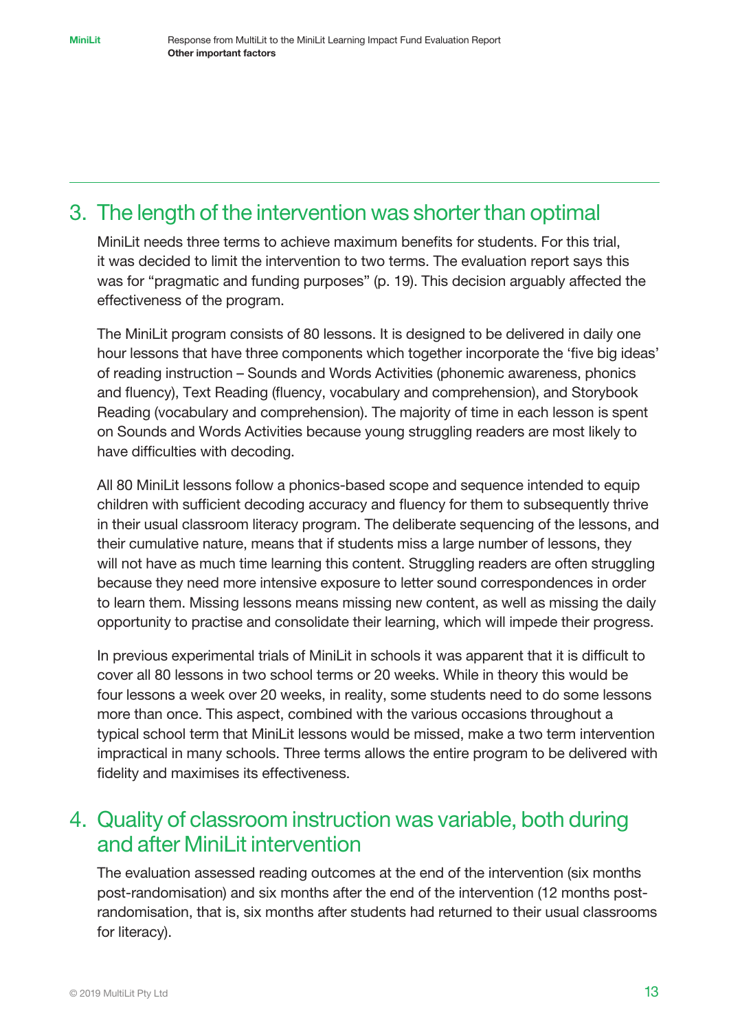## 3. The length of the intervention was shorter than optimal

MiniLit needs three terms to achieve maximum benefits for students. For this trial, it was decided to limit the intervention to two terms. The evaluation report says this was for "pragmatic and funding purposes" (p. 19). This decision arguably affected the effectiveness of the program.

The MiniLit program consists of 80 lessons. It is designed to be delivered in daily one hour lessons that have three components which together incorporate the 'five big ideas' of reading instruction – Sounds and Words Activities (phonemic awareness, phonics and fluency), Text Reading (fluency, vocabulary and comprehension), and Storybook Reading (vocabulary and comprehension). The majority of time in each lesson is spent on Sounds and Words Activities because young struggling readers are most likely to have difficulties with decoding.

All 80 MiniLit lessons follow a phonics-based scope and sequence intended to equip children with sufficient decoding accuracy and fluency for them to subsequently thrive in their usual classroom literacy program. The deliberate sequencing of the lessons, and their cumulative nature, means that if students miss a large number of lessons, they will not have as much time learning this content. Struggling readers are often struggling because they need more intensive exposure to letter sound correspondences in order to learn them. Missing lessons means missing new content, as well as missing the daily opportunity to practise and consolidate their learning, which will impede their progress.

In previous experimental trials of MiniLit in schools it was apparent that it is difficult to cover all 80 lessons in two school terms or 20 weeks. While in theory this would be four lessons a week over 20 weeks, in reality, some students need to do some lessons more than once. This aspect, combined with the various occasions throughout a typical school term that MiniLit lessons would be missed, make a two term intervention impractical in many schools. Three terms allows the entire program to be delivered with fidelity and maximises its effectiveness.

## 4. Quality of classroom instruction was variable, both during and after MiniLit intervention

The evaluation assessed reading outcomes at the end of the intervention (six months post-randomisation) and six months after the end of the intervention (12 months post-randomisation, that is, six months after students had returned to their usual classrooms for literacy).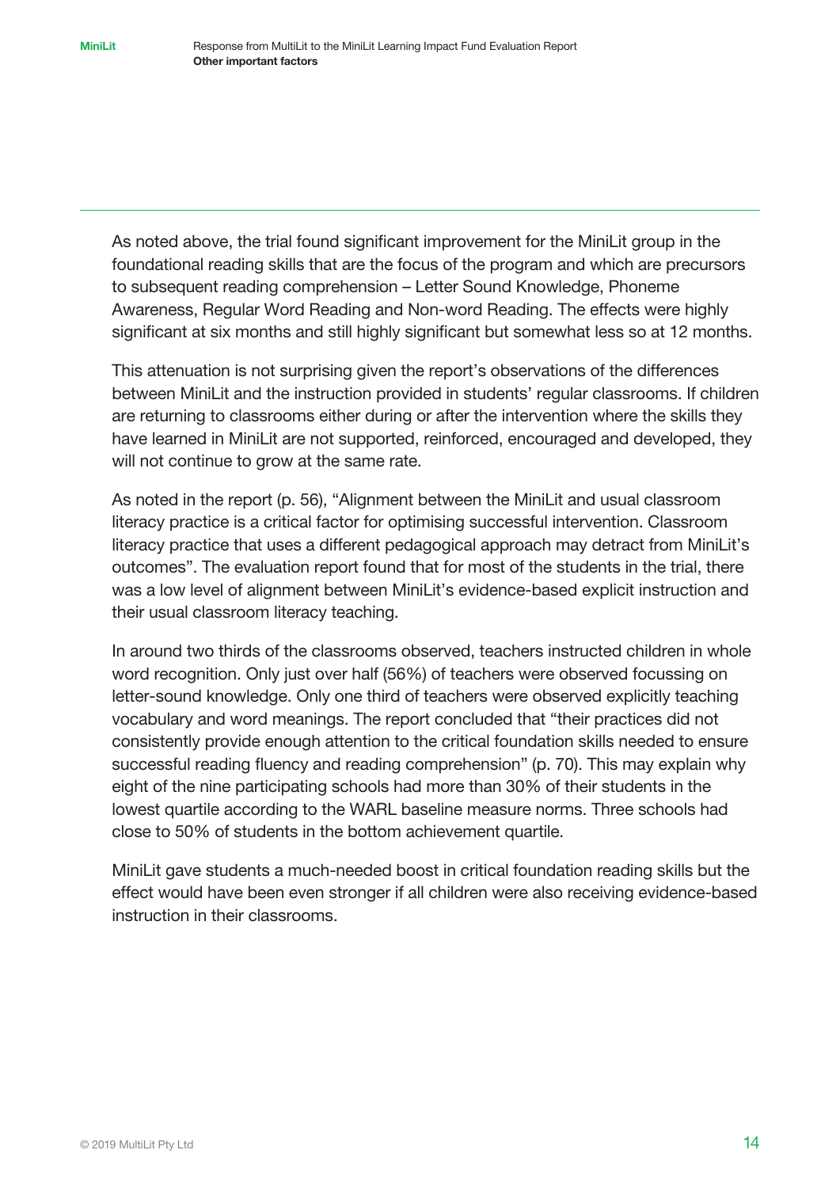As noted above, the trial found significant improvement for the MiniLit group in the foundational reading skills that are the focus of the program and which are precursors to subsequent reading comprehension – Letter Sound Knowledge, Phoneme Awareness, Regular Word Reading and Non-word Reading. The effects were highly significant at six months and still highly significant but somewhat less so at 12 months.

This attenuation is not surprising given the report's observations of the differences between MiniLit and the instruction provided in students' regular classrooms. If children are returning to classrooms either during or after the intervention where the skills they have learned in MiniLit are not supported, reinforced, encouraged and developed, they will not continue to grow at the same rate.

As noted in the report (p. 56), "Alignment between the MiniLit and usual classroom literacy practice is a critical factor for optimising successful intervention. Classroom literacy practice that uses a different pedagogical approach may detract from MiniLit's outcomes". The evaluation report found that for most of the students in the trial, there was a low level of alignment between MiniLit's evidence-based explicit instruction and their usual classroom literacy teaching.

In around two thirds of the classrooms observed, teachers instructed children in whole word recognition. Only just over half (56%) of teachers were observed focussing on letter-sound knowledge. Only one third of teachers were observed explicitly teaching vocabulary and word meanings. The report concluded that "their practices did not consistently provide enough attention to the critical foundation skills needed to ensure successful reading fluency and reading comprehension" (p. 70). This may explain why eight of the nine participating schools had more than 30% of their students in the lowest quartile according to the WARL baseline measure norms. Three schools had close to 50% of students in the bottom achievement quartile.

MiniLit gave students a much-needed boost in critical foundation reading skills but the effect would have been even stronger if all children were also receiving evidence-based instruction in their classrooms.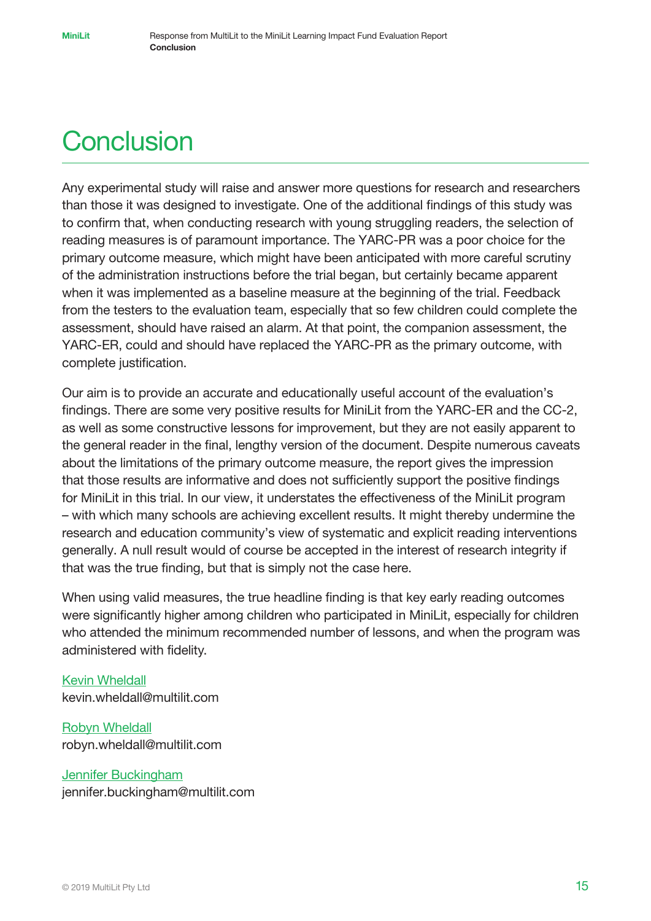# Conclusion

Any experimental study will raise and answer more questions for research and researchers than those it was designed to investigate. One of the additional findings of this study was to confirm that, when conducting research with young struggling readers, the selection of reading measures is of paramount importance. The YARC-PR was a poor choice for the primary outcome measure, which might have been anticipated with more careful scrutiny of the administration instructions before the trial began, but certainly became apparent when it was implemented as a baseline measure at the beginning of the trial. Feedback from the testers to the evaluation team, especially that so few children could complete the assessment, should have raised an alarm. At that point, the companion assessment, the YARC-ER, could and should have replaced the YARC-PR as the primary outcome, with complete justification.

Our aim is to provide an accurate and educationally useful account of the evaluation's findings. There are some very positive results for MiniLit from the YARC-ER and the CC-2, as well as some constructive lessons for improvement, but they are not easily apparent to the general reader in the final, lengthy version of the document. Despite numerous caveats about the limitations of the primary outcome measure, the report gives the impression that those results are informative and does not sufficiently support the positive findings for MiniLit in this trial. In our view, it understates the effectiveness of the MiniLit program – with which many schools are achieving excellent results. It might thereby undermine the research and education community's view of systematic and explicit reading interventions generally. A null result would of course be accepted in the interest of research integrity if that was the true finding, but that is simply not the case here.

When using valid measures, the true headline finding is that key early reading outcomes were significantly higher among children who participated in MiniLit, especially for children who attended the minimum recommended number of lessons, and when the program was administered with fidelity.

Kevin Wheldall
kevin.wheldall@multilit.com

Robyn Wheldall
robyn.wheldall@multilit.com

Jennifer Buckingham
jennifer.buckingham@multilit.com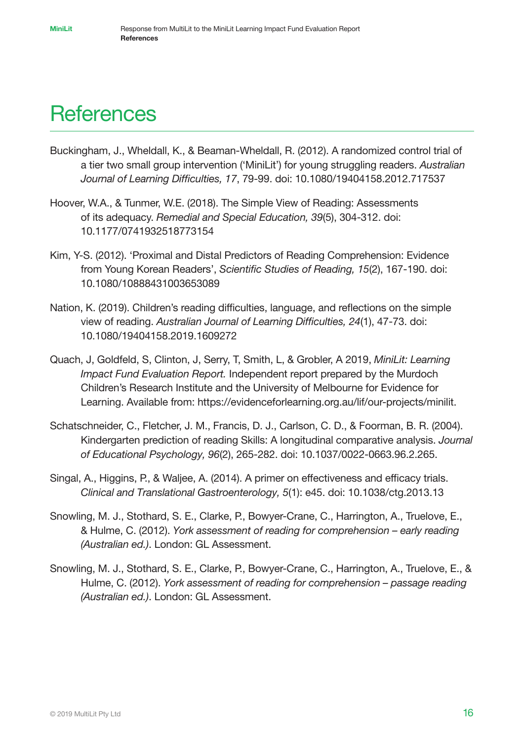# References

Buckingham, J., Wheldall, K., & Beaman-Wheldall, R. (2012). A randomized control trial of a tier two small group intervention ('MiniLit') for young struggling readers. *Australian Journal of Learning Difficulties, 17*, 79-99. doi: 10.1080/19404158.2012.717537

Hoover, W.A., & Tunmer, W.E. (2018). The Simple View of Reading: Assessments of its adequacy. *Remedial and Special Education, 39*(5), 304-312. doi: 10.1177/0741932518773154

Kim, Y-S. (2012). 'Proximal and Distal Predictors of Reading Comprehension: Evidence from Young Korean Readers', *Scientific Studies of Reading, 15*(2), 167-190. doi: 10.1080/10888431003653089

Nation, K. (2019). Children's reading difficulties, language, and reflections on the simple view of reading. *Australian Journal of Learning Difficulties, 24*(1), 47-73. doi: 10.1080/19404158.2019.1609272

Quach, J, Goldfeld, S, Clinton, J, Serry, T, Smith, L, & Grobler, A 2019, *MiniLit: Learning Impact Fund Evaluation Report.* Independent report prepared by the Murdoch Children's Research Institute and the University of Melbourne for Evidence for Learning. Available from: https://evidenceforlearning.org.au/lif/our-projects/minilit.

Schatschneider, C., Fletcher, J. M., Francis, D. J., Carlson, C. D., & Foorman, B. R. (2004). Kindergarten prediction of reading Skills: A longitudinal comparative analysis. *Journal of Educational Psychology, 96*(2), 265-282. doi: 10.1037/0022-0663.96.2.265.

Singal, A., Higgins, P., & Waljee, A. (2014). A primer on effectiveness and efficacy trials. *Clinical and Translational Gastroenterology, 5*(1): e45. doi: 10.1038/ctg.2013.13

Snowling, M. J., Stothard, S. E., Clarke, P., Bowyer-Crane, C., Harrington, A., Truelove, E., & Hulme, C. (2012). *York assessment of reading for comprehension – early reading (Australian ed.)*. London: GL Assessment.

Snowling, M. J., Stothard, S. E., Clarke, P., Bowyer-Crane, C., Harrington, A., Truelove, E., & Hulme, C. (2012). *York assessment of reading for comprehension – passage reading (Australian ed.)*. London: GL Assessment.